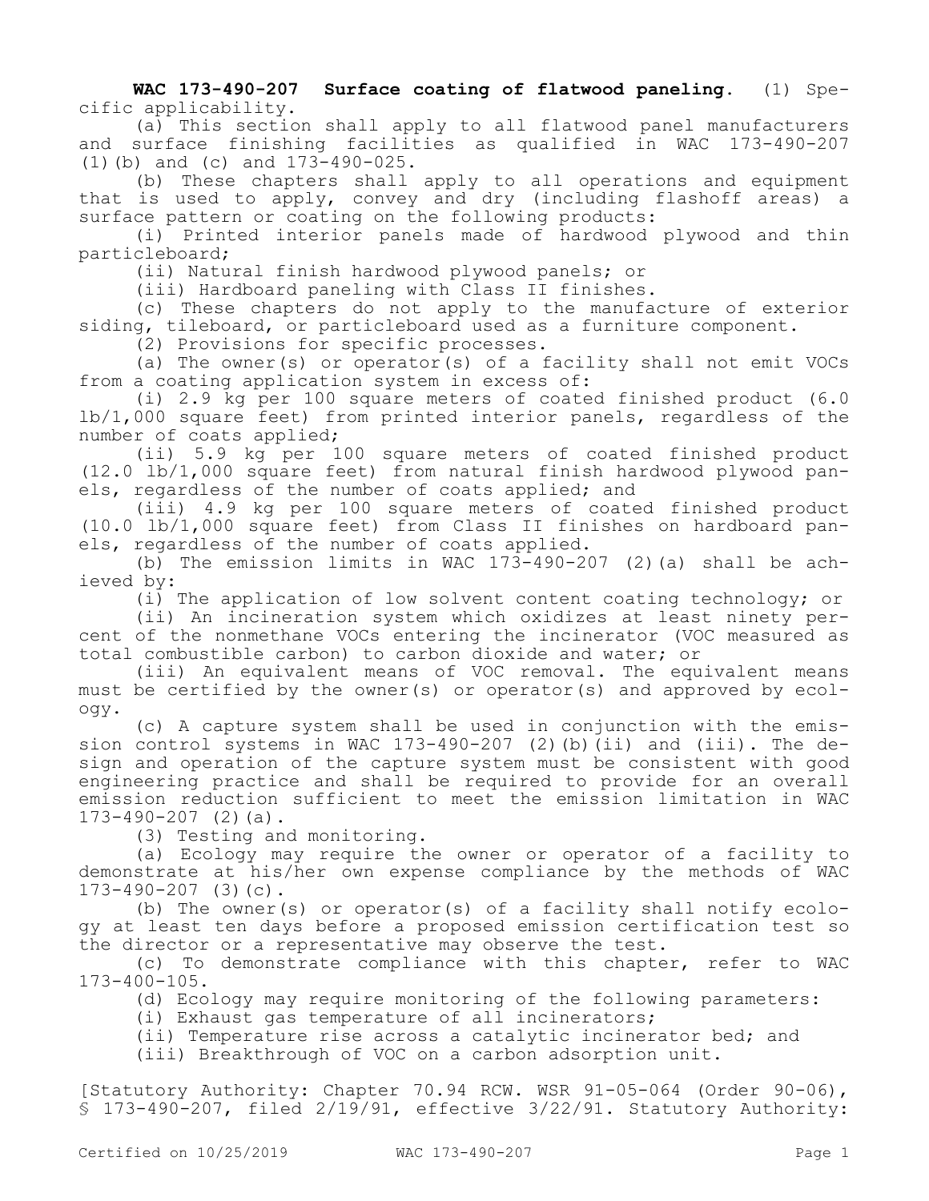**WAC 173-490-207 Surface coating of flatwood paneling.** (1) Specific applicability.

(a) This section shall apply to all flatwood panel manufacturers and surface finishing facilities as qualified in WAC 173-490-207 (1)(b) and (c) and 173-490-025.

(b) These chapters shall apply to all operations and equipment that is used to apply, convey and dry (including flashoff areas) a surface pattern or coating on the following products:

(i) Printed interior panels made of hardwood plywood and thin particleboard;

(ii) Natural finish hardwood plywood panels; or

(iii) Hardboard paneling with Class II finishes.

(c) These chapters do not apply to the manufacture of exterior siding, tileboard, or particleboard used as a furniture component.

(2) Provisions for specific processes.

(a) The owner(s) or operator(s) of a facility shall not emit VOCs from a coating application system in excess of:

(i) 2.9 kg per 100 square meters of coated finished product (6.0 lb/1,000 square feet) from printed interior panels, regardless of the number of coats applied;

(ii) 5.9 kg per 100 square meters of coated finished product (12.0 lb/1,000 square feet) from natural finish hardwood plywood panels, regardless of the number of coats applied; and

(iii) 4.9 kg per 100 square meters of coated finished product (10.0 lb/1,000 square feet) from Class II finishes on hardboard panels, regardless of the number of coats applied.

(b) The emission limits in WAC 173-490-207 (2)(a) shall be achieved by:

(i) The application of low solvent content coating technology; or

(ii) An incineration system which oxidizes at least ninety percent of the nonmethane VOCs entering the incinerator (VOC measured as total combustible carbon) to carbon dioxide and water; or

(iii) An equivalent means of VOC removal. The equivalent means must be certified by the owner(s) or operator(s) and approved by ecology.

(c) A capture system shall be used in conjunction with the emission control systems in WAC 173-490-207 (2)(b)(ii) and (iii). The design and operation of the capture system must be consistent with good engineering practice and shall be required to provide for an overall emission reduction sufficient to meet the emission limitation in WAC 173-490-207 (2)(a).

(3) Testing and monitoring.

(a) Ecology may require the owner or operator of a facility to demonstrate at his/her own expense compliance by the methods of WAC 173-490-207 (3)(c).

(b) The owner(s) or operator(s) of a facility shall notify ecology at least ten days before a proposed emission certification test so the director or a representative may observe the test.

(c) To demonstrate compliance with this chapter, refer to WAC 173-400-105.

(d) Ecology may require monitoring of the following parameters:

(i) Exhaust gas temperature of all incinerators;

(ii) Temperature rise across a catalytic incinerator bed; and

(iii) Breakthrough of VOC on a carbon adsorption unit.

[Statutory Authority: Chapter 70.94 RCW. WSR 91-05-064 (Order 90-06), § 173-490-207, filed 2/19/91, effective 3/22/91. Statutory Authority: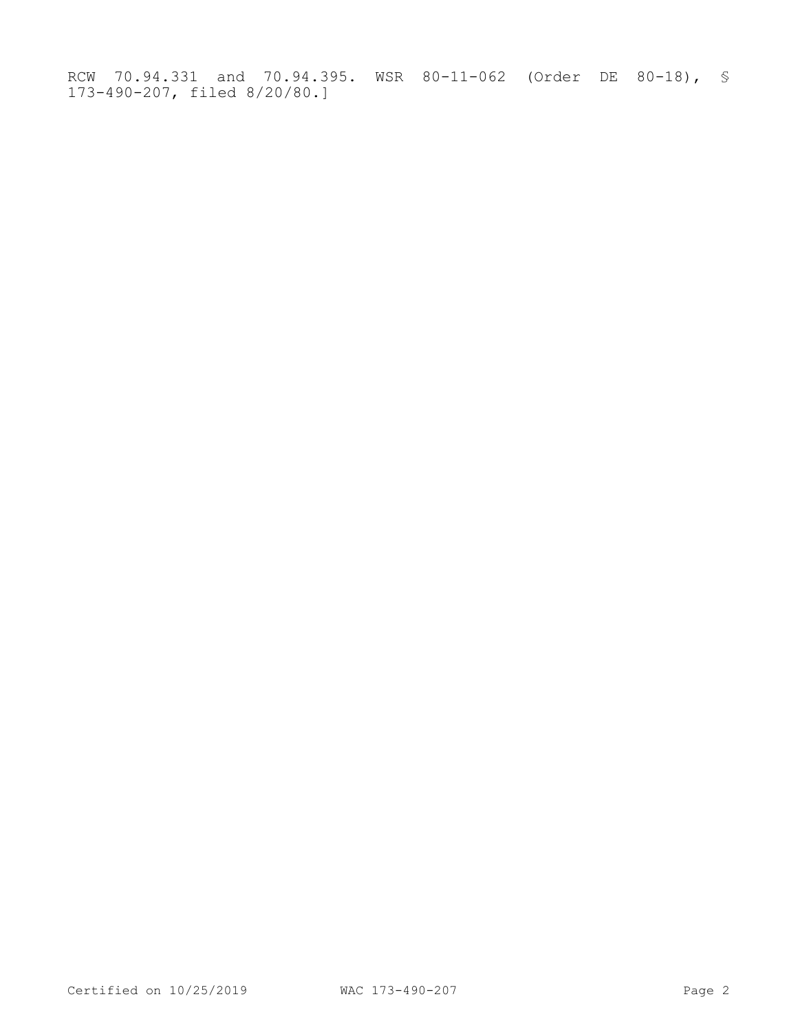RCW 70.94.331 and 70.94.395. WSR 80-11-062 (Order DE 80-18), § 173-490-207, filed 8/20/80.]